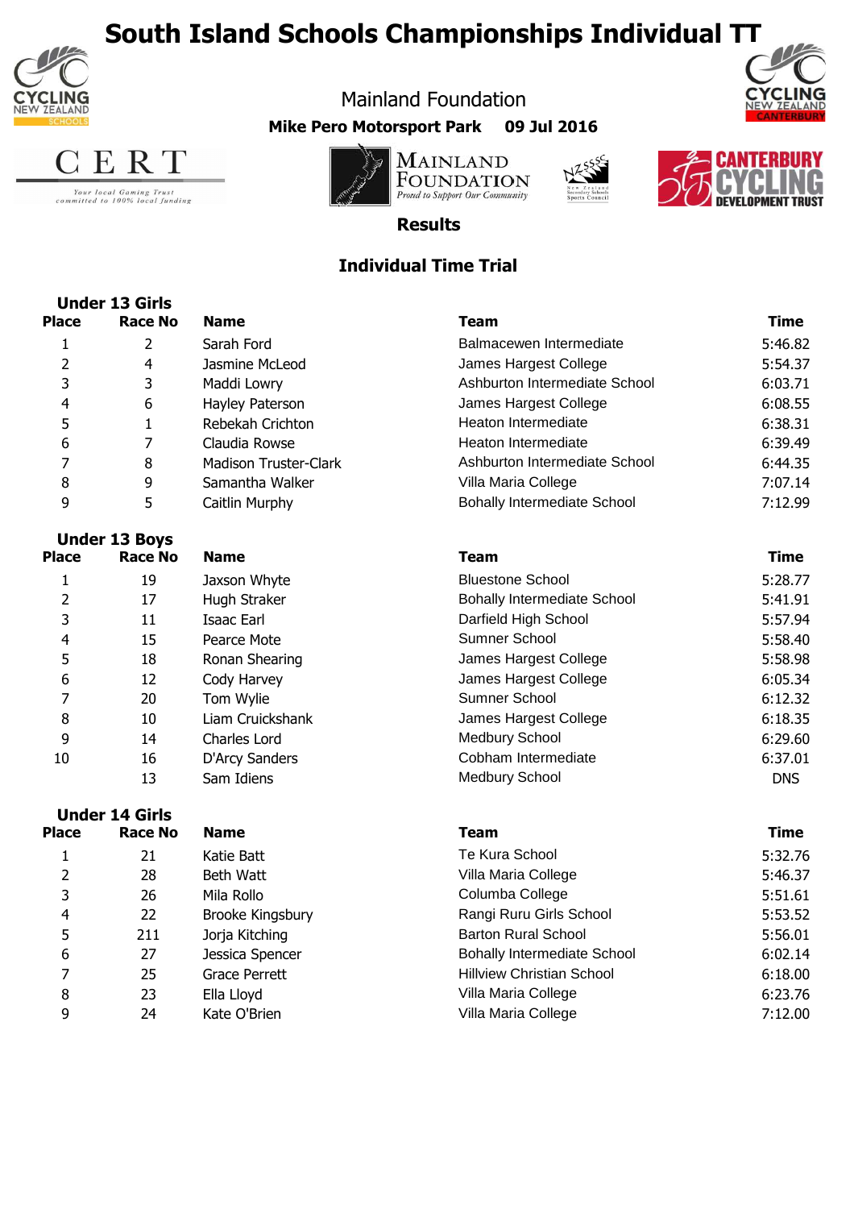# South Island Schools Championships Individual TT

Mainland Foundation

**Mike Pero Motorsport Park 09 Jul 2016**

## Results

## Individual Time Trial

### Under 13 Girls

| Place | Race No | Name | Team | Time |
|---|---|---|---|---|
| 1 | 2 | Sarah Ford | Balmacewen Intermediate | 5:46.82 |
| 2 | 4 | Jasmine McLeod | James Hargest College | 5:54.37 |
| 3 | 3 | Maddi Lowry | Ashburton Intermediate School | 6:03.71 |
| 4 | 6 | Hayley Paterson | James Hargest College | 6:08.55 |
| 5 | 1 | Rebekah Crichton | Heaton Intermediate | 6:38.31 |
| 6 | 7 | Claudia Rowse | Heaton Intermediate | 6:39.49 |
| 7 | 8 | Madison Truster-Clark | Ashburton Intermediate School | 6:44.35 |
| 8 | 9 | Samantha Walker | Villa Maria College | 7:07.14 |
| 9 | 5 | Caitlin Murphy | Bohally Intermediate School | 7:12.99 |

### Under 13 Boys

| Place | Race No | Name | Team | Time |
|---|---|---|---|---|
| 1 | 19 | Jaxson Whyte | Bluestone School | 5:28.77 |
| 2 | 17 | Hugh Straker | Bohally Intermediate School | 5:41.91 |
| 3 | 11 | Isaac Earl | Darfield High School | 5:57.94 |
| 4 | 15 | Pearce Mote | Sumner School | 5:58.40 |
| 5 | 18 | Ronan Shearing | James Hargest College | 5:58.98 |
| 6 | 12 | Cody Harvey | James Hargest College | 6:05.34 |
| 7 | 20 | Tom Wylie | Sumner School | 6:12.32 |
| 8 | 10 | Liam Cruickshank | James Hargest College | 6:18.35 |
| 9 | 14 | Charles Lord | Medbury School | 6:29.60 |
| 10 | 16 | D'Arcy Sanders | Cobham Intermediate | 6:37.01 |
| | 13 | Sam Idiens | Medbury School | DNS |

### Under 14 Girls

| Place | Race No | Name | Team | Time |
|---|---|---|---|---|
| 1 | 21 | Katie Batt | Te Kura School | 5:32.76 |
| 2 | 28 | Beth Watt | Villa Maria College | 5:46.37 |
| 3 | 26 | Mila Rollo | Columba College | 5:51.61 |
| 4 | 22 | Brooke Kingsbury | Rangi Ruru Girls School | 5:53.52 |
| 5 | 211 | Jorja Kitching | Barton Rural School | 5:56.01 |
| 6 | 27 | Jessica Spencer | Bohally Intermediate School | 6:02.14 |
| 7 | 25 | Grace Perrett | Hillview Christian School | 6:18.00 |
| 8 | 23 | Ella Lloyd | Villa Maria College | 6:23.76 |
| 9 | 24 | Kate O'Brien | Villa Maria College | 7:12.00 |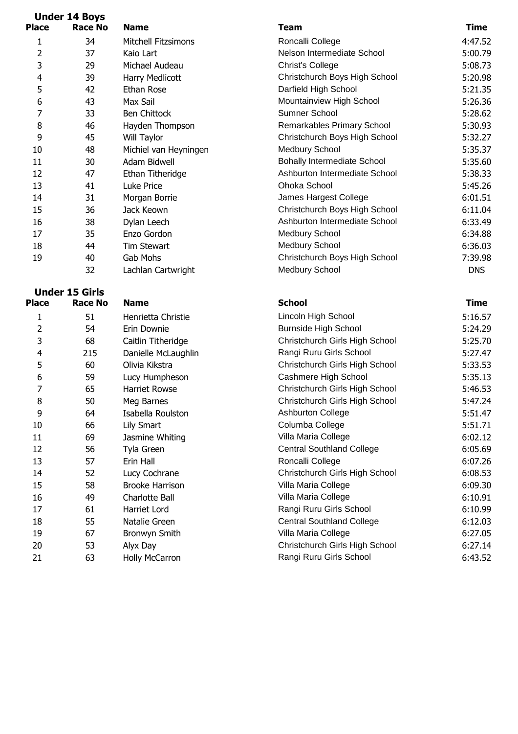## Under 14 Boys

| Place | Race No | Name | Team | Time |
|---|---|---|---|---|
| 1 | 34 | Mitchell Fitzsimons | Roncalli College | 4:47.52 |
| 2 | 37 | Kaio Lart | Nelson Intermediate School | 5:00.79 |
| 3 | 29 | Michael Audeau | Christ's College | 5:08.73 |
| 4 | 39 | Harry Medlicott | Christchurch Boys High School | 5:20.98 |
| 5 | 42 | Ethan Rose | Darfield High School | 5:21.35 |
| 6 | 43 | Max Sail | Mountainview High School | 5:26.36 |
| 7 | 33 | Ben Chittock | Sumner School | 5:28.62 |
| 8 | 46 | Hayden Thompson | Remarkables Primary School | 5:30.93 |
| 9 | 45 | Will Taylor | Christchurch Boys High School | 5:32.27 |
| 10 | 48 | Michiel van Heyningen | Medbury School | 5:35.37 |
| 11 | 30 | Adam Bidwell | Bohally Intermediate School | 5:35.60 |
| 12 | 47 | Ethan Titheridge | Ashburton Intermediate School | 5:38.33 |
| 13 | 41 | Luke Price | Ohoka School | 5:45.26 |
| 14 | 31 | Morgan Borrie | James Hargest College | 6:01.51 |
| 15 | 36 | Jack Keown | Christchurch Boys High School | 6:11.04 |
| 16 | 38 | Dylan Leech | Ashburton Intermediate School | 6:33.49 |
| 17 | 35 | Enzo Gordon | Medbury School | 6:34.88 |
| 18 | 44 | Tim Stewart | Medbury School | 6:36.03 |
| 19 | 40 | Gab Mohs | Christchurch Boys High School | 7:39.98 |
| | 32 | Lachlan Cartwright | Medbury School | DNS |

## Under 15 Girls

| Place | Race No | Name | School | Time |
|---|---|---|---|---|
| 1 | 51 | Henrietta Christie | Lincoln High School | 5:16.57 |
| 2 | 54 | Erin Downie | Burnside High School | 5:24.29 |
| 3 | 68 | Caitlin Titheridge | Christchurch Girls High School | 5:25.70 |
| 4 | 215 | Danielle McLaughlin | Rangi Ruru Girls School | 5:27.47 |
| 5 | 60 | Olivia Kikstra | Christchurch Girls High School | 5:33.53 |
| 6 | 59 | Lucy Humpheson | Cashmere High School | 5:35.13 |
| 7 | 65 | Harriet Rowse | Christchurch Girls High School | 5:46.53 |
| 8 | 50 | Meg Barnes | Christchurch Girls High School | 5:47.24 |
| 9 | 64 | Isabella Roulston | Ashburton College | 5:51.47 |
| 10 | 66 | Lily Smart | Columba College | 5:51.71 |
| 11 | 69 | Jasmine Whiting | Villa Maria College | 6:02.12 |
| 12 | 56 | Tyla Green | Central Southland College | 6:05.69 |
| 13 | 57 | Erin Hall | Roncalli College | 6:07.26 |
| 14 | 52 | Lucy Cochrane | Christchurch Girls High School | 6:08.53 |
| 15 | 58 | Brooke Harrison | Villa Maria College | 6:09.30 |
| 16 | 49 | Charlotte Ball | Villa Maria College | 6:10.91 |
| 17 | 61 | Harriet Lord | Rangi Ruru Girls School | 6:10.99 |
| 18 | 55 | Natalie Green | Central Southland College | 6:12.03 |
| 19 | 67 | Bronwyn Smith | Villa Maria College | 6:27.05 |
| 20 | 53 | Alyx Day | Christchurch Girls High School | 6:27.14 |
| 21 | 63 | Holly McCarron | Rangi Ruru Girls School | 6:43.52 |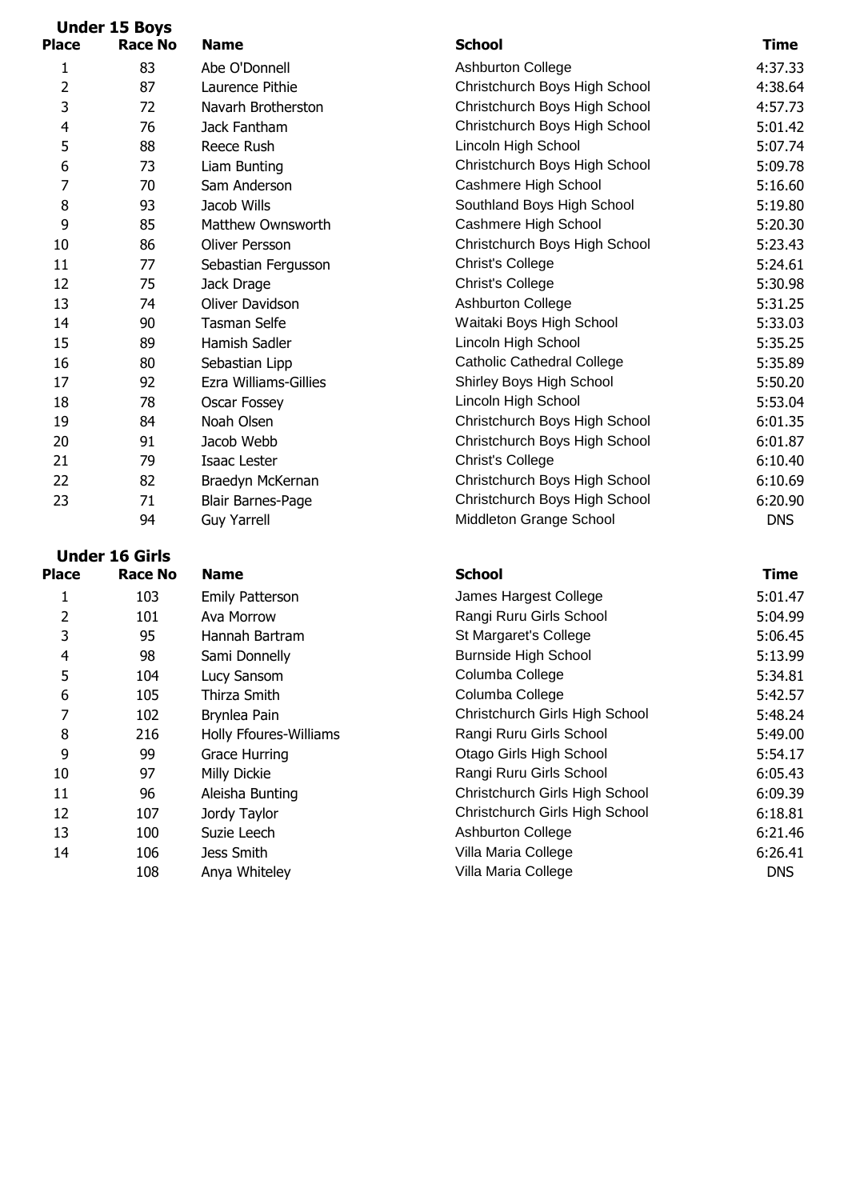## Under 15 Boys

| Place | Race No | Name | School | Time |
|---|---|---|---|---|
| 1 | 83 | Abe O'Donnell | Ashburton College | 4:37.33 |
| 2 | 87 | Laurence Pithie | Christchurch Boys High School | 4:38.64 |
| 3 | 72 | Navarh Brotherston | Christchurch Boys High School | 4:57.73 |
| 4 | 76 | Jack Fantham | Christchurch Boys High School | 5:01.42 |
| 5 | 88 | Reece Rush | Lincoln High School | 5:07.74 |
| 6 | 73 | Liam Bunting | Christchurch Boys High School | 5:09.78 |
| 7 | 70 | Sam Anderson | Cashmere High School | 5:16.60 |
| 8 | 93 | Jacob Wills | Southland Boys High School | 5:19.80 |
| 9 | 85 | Matthew Ownsworth | Cashmere High School | 5:20.30 |
| 10 | 86 | Oliver Persson | Christchurch Boys High School | 5:23.43 |
| 11 | 77 | Sebastian Fergusson | Christ's College | 5:24.61 |
| 12 | 75 | Jack Drage | Christ's College | 5:30.98 |
| 13 | 74 | Oliver Davidson | Ashburton College | 5:31.25 |
| 14 | 90 | Tasman Selfe | Waitaki Boys High School | 5:33.03 |
| 15 | 89 | Hamish Sadler | Lincoln High School | 5:35.25 |
| 16 | 80 | Sebastian Lipp | Catholic Cathedral College | 5:35.89 |
| 17 | 92 | Ezra Williams-Gillies | Shirley Boys High School | 5:50.20 |
| 18 | 78 | Oscar Fossey | Lincoln High School | 5:53.04 |
| 19 | 84 | Noah Olsen | Christchurch Boys High School | 6:01.35 |
| 20 | 91 | Jacob Webb | Christchurch Boys High School | 6:01.87 |
| 21 | 79 | Isaac Lester | Christ's College | 6:10.40 |
| 22 | 82 | Braedyn McKernan | Christchurch Boys High School | 6:10.69 |
| 23 | 71 | Blair Barnes-Page | Christchurch Boys High School | 6:20.90 |
| | 94 | Guy Yarrell | Middleton Grange School | DNS |

## Under 16 Girls

| Place | Race No | Name | School | Time |
|---|---|---|---|---|
| 1 | 103 | Emily Patterson | James Hargest College | 5:01.47 |
| 2 | 101 | Ava Morrow | Rangi Ruru Girls School | 5:04.99 |
| 3 | 95 | Hannah Bartram | St Margaret's College | 5:06.45 |
| 4 | 98 | Sami Donnelly | Burnside High School | 5:13.99 |
| 5 | 104 | Lucy Sansom | Columba College | 5:34.81 |
| 6 | 105 | Thirza Smith | Columba College | 5:42.57 |
| 7 | 102 | Brynlea Pain | Christchurch Girls High School | 5:48.24 |
| 8 | 216 | Holly Ffoures-Williams | Rangi Ruru Girls School | 5:49.00 |
| 9 | 99 | Grace Hurring | Otago Girls High School | 5:54.17 |
| 10 | 97 | Milly Dickie | Rangi Ruru Girls School | 6:05.43 |
| 11 | 96 | Aleisha Bunting | Christchurch Girls High School | 6:09.39 |
| 12 | 107 | Jordy Taylor | Christchurch Girls High School | 6:18.81 |
| 13 | 100 | Suzie Leech | Ashburton College | 6:21.46 |
| 14 | 106 | Jess Smith | Villa Maria College | 6:26.41 |
| | 108 | Anya Whiteley | Villa Maria College | DNS |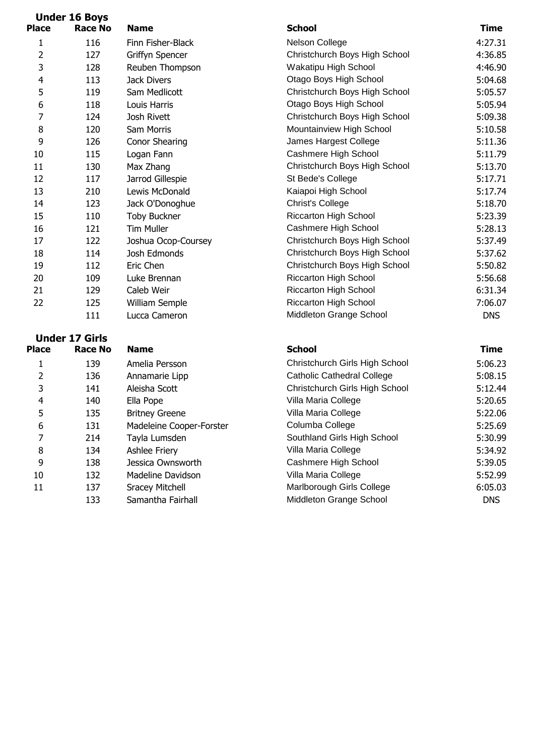## Under 16 Boys

| Place | Race No | Name | School | Time |
|---|---|---|---|---|
| 1 | 116 | Finn Fisher-Black | Nelson College | 4:27.31 |
| 2 | 127 | Griffyn Spencer | Christchurch Boys High School | 4:36.85 |
| 3 | 128 | Reuben Thompson | Wakatipu High School | 4:46.90 |
| 4 | 113 | Jack Divers | Otago Boys High School | 5:04.68 |
| 5 | 119 | Sam Medlicott | Christchurch Boys High School | 5:05.57 |
| 6 | 118 | Louis Harris | Otago Boys High School | 5:05.94 |
| 7 | 124 | Josh Rivett | Christchurch Boys High School | 5:09.38 |
| 8 | 120 | Sam Morris | Mountainview High School | 5:10.58 |
| 9 | 126 | Conor Shearing | James Hargest College | 5:11.36 |
| 10 | 115 | Logan Fann | Cashmere High School | 5:11.79 |
| 11 | 130 | Max Zhang | Christchurch Boys High School | 5:13.70 |
| 12 | 117 | Jarrod Gillespie | St Bede's College | 5:17.71 |
| 13 | 210 | Lewis McDonald | Kaiapoi High School | 5:17.74 |
| 14 | 123 | Jack O'Donoghue | Christ's College | 5:18.70 |
| 15 | 110 | Toby Buckner | Riccarton High School | 5:23.39 |
| 16 | 121 | Tim Muller | Cashmere High School | 5:28.13 |
| 17 | 122 | Joshua Ocop-Coursey | Christchurch Boys High School | 5:37.49 |
| 18 | 114 | Josh Edmonds | Christchurch Boys High School | 5:37.62 |
| 19 | 112 | Eric Chen | Christchurch Boys High School | 5:50.82 |
| 20 | 109 | Luke Brennan | Riccarton High School | 5:56.68 |
| 21 | 129 | Caleb Weir | Riccarton High School | 6:31.34 |
| 22 | 125 | William Semple | Riccarton High School | 7:06.07 |
| | 111 | Lucca Cameron | Middleton Grange School | DNS |

## Under 17 Girls

| Place | Race No | Name | School | Time |
|---|---|---|---|---|
| 1 | 139 | Amelia Persson | Christchurch Girls High School | 5:06.23 |
| 2 | 136 | Annamarie Lipp | Catholic Cathedral College | 5:08.15 |
| 3 | 141 | Aleisha Scott | Christchurch Girls High School | 5:12.44 |
| 4 | 140 | Ella Pope | Villa Maria College | 5:20.65 |
| 5 | 135 | Britney Greene | Villa Maria College | 5:22.06 |
| 6 | 131 | Madeleine Cooper-Forster | Columba College | 5:25.69 |
| 7 | 214 | Tayla Lumsden | Southland Girls High School | 5:30.99 |
| 8 | 134 | Ashlee Friery | Villa Maria College | 5:34.92 |
| 9 | 138 | Jessica Ownsworth | Cashmere High School | 5:39.05 |
| 10 | 132 | Madeline Davidson | Villa Maria College | 5:52.99 |
| 11 | 137 | Sracey Mitchell | Marlborough Girls College | 6:05.03 |
| | 133 | Samantha Fairhall | Middleton Grange School | DNS |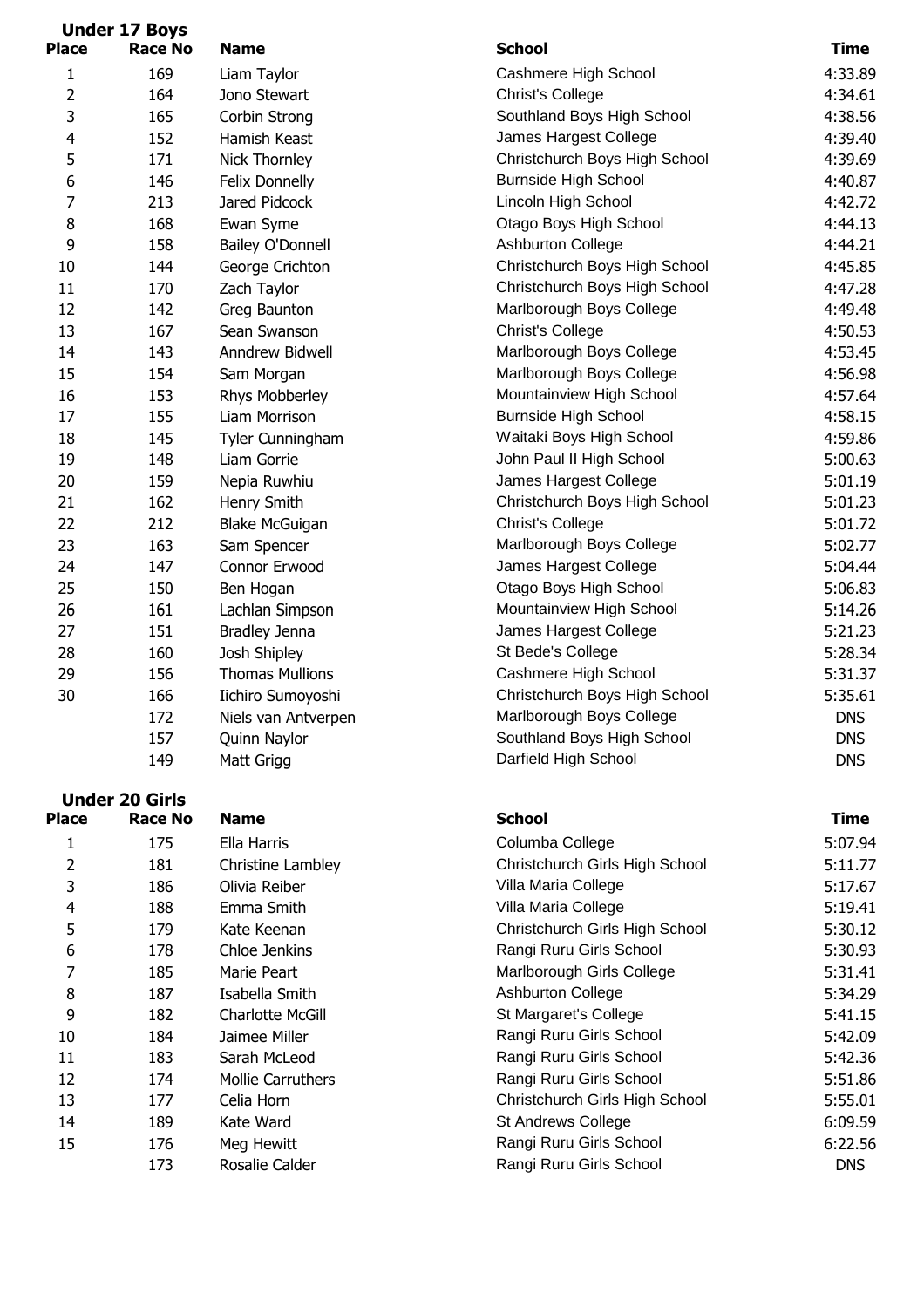## Under 17 Boys

| Place | Race No | Name | School | Time |
|---|---|---|---|---|
| 1 | 169 | Liam Taylor | Cashmere High School | 4:33.89 |
| 2 | 164 | Jono Stewart | Christ's College | 4:34.61 |
| 3 | 165 | Corbin Strong | Southland Boys High School | 4:38.56 |
| 4 | 152 | Hamish Keast | James Hargest College | 4:39.40 |
| 5 | 171 | Nick Thornley | Christchurch Boys High School | 4:39.69 |
| 6 | 146 | Felix Donnelly | Burnside High School | 4:40.87 |
| 7 | 213 | Jared Pidcock | Lincoln High School | 4:42.72 |
| 8 | 168 | Ewan Syme | Otago Boys High School | 4:44.13 |
| 9 | 158 | Bailey O'Donnell | Ashburton College | 4:44.21 |
| 10 | 144 | George Crichton | Christchurch Boys High School | 4:45.85 |
| 11 | 170 | Zach Taylor | Christchurch Boys High School | 4:47.28 |
| 12 | 142 | Greg Baunton | Marlborough Boys College | 4:49.48 |
| 13 | 167 | Sean Swanson | Christ's College | 4:50.53 |
| 14 | 143 | Anndrew Bidwell | Marlborough Boys College | 4:53.45 |
| 15 | 154 | Sam Morgan | Marlborough Boys College | 4:56.98 |
| 16 | 153 | Rhys Mobberley | Mountainview High School | 4:57.64 |
| 17 | 155 | Liam Morrison | Burnside High School | 4:58.15 |
| 18 | 145 | Tyler Cunningham | Waitaki Boys High School | 4:59.86 |
| 19 | 148 | Liam Gorrie | John Paul II High School | 5:00.63 |
| 20 | 159 | Nepia Ruwhiu | James Hargest College | 5:01.19 |
| 21 | 162 | Henry Smith | Christchurch Boys High School | 5:01.23 |
| 22 | 212 | Blake McGuigan | Christ's College | 5:01.72 |
| 23 | 163 | Sam Spencer | Marlborough Boys College | 5:02.77 |
| 24 | 147 | Connor Erwood | James Hargest College | 5:04.44 |
| 25 | 150 | Ben Hogan | Otago Boys High School | 5:06.83 |
| 26 | 161 | Lachlan Simpson | Mountainview High School | 5:14.26 |
| 27 | 151 | Bradley Jenna | James Hargest College | 5:21.23 |
| 28 | 160 | Josh Shipley | St Bede's College | 5:28.34 |
| 29 | 156 | Thomas Mullions | Cashmere High School | 5:31.37 |
| 30 | 166 | Iichiro Sumoyoshi | Christchurch Boys High School | 5:35.61 |
| | 172 | Niels van Antverpen | Marlborough Boys College | DNS |
| | 157 | Quinn Naylor | Southland Boys High School | DNS |
| | 149 | Matt Grigg | Darfield High School | DNS |

## Under 20 Girls

| Place | Race No | Name | School | Time |
|---|---|---|---|---|
| 1 | 175 | Ella Harris | Columba College | 5:07.94 |
| 2 | 181 | Christine Lambley | Christchurch Girls High School | 5:11.77 |
| 3 | 186 | Olivia Reiber | Villa Maria College | 5:17.67 |
| 4 | 188 | Emma Smith | Villa Maria College | 5:19.41 |
| 5 | 179 | Kate Keenan | Christchurch Girls High School | 5:30.12 |
| 6 | 178 | Chloe Jenkins | Rangi Ruru Girls School | 5:30.93 |
| 7 | 185 | Marie Peart | Marlborough Girls College | 5:31.41 |
| 8 | 187 | Isabella Smith | Ashburton College | 5:34.29 |
| 9 | 182 | Charlotte McGill | St Margaret's College | 5:41.15 |
| 10 | 184 | Jaimee Miller | Rangi Ruru Girls School | 5:42.09 |
| 11 | 183 | Sarah McLeod | Rangi Ruru Girls School | 5:42.36 |
| 12 | 174 | Mollie Carruthers | Rangi Ruru Girls School | 5:51.86 |
| 13 | 177 | Celia Horn | Christchurch Girls High School | 5:55.01 |
| 14 | 189 | Kate Ward | St Andrews College | 6:09.59 |
| 15 | 176 | Meg Hewitt | Rangi Ruru Girls School | 6:22.56 |
| | 173 | Rosalie Calder | Rangi Ruru Girls School | DNS |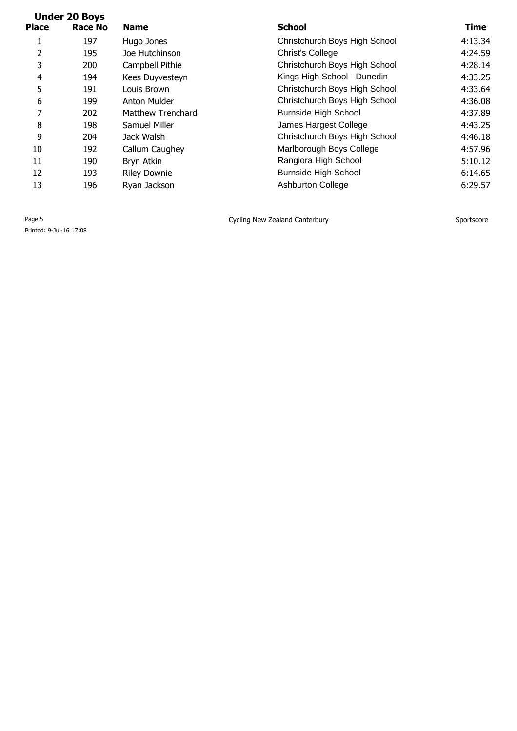## Under 20 Boys

| Place | Race No | Name | School | Time |
|---|---|---|---|---|
| 1 | 197 | Hugo Jones | Christchurch Boys High School | 4:13.34 |
| 2 | 195 | Joe Hutchinson | Christ's College | 4:24.59 |
| 3 | 200 | Campbell Pithie | Christchurch Boys High School | 4:28.14 |
| 4 | 194 | Kees Duyvesteyn | Kings High School - Dunedin | 4:33.25 |
| 5 | 191 | Louis Brown | Christchurch Boys High School | 4:33.64 |
| 6 | 199 | Anton Mulder | Christchurch Boys High School | 4:36.08 |
| 7 | 202 | Matthew Trenchard | Burnside High School | 4:37.89 |
| 8 | 198 | Samuel Miller | James Hargest College | 4:43.25 |
| 9 | 204 | Jack Walsh | Christchurch Boys High School | 4:46.18 |
| 10 | 192 | Callum Caughey | Marlborough Boys College | 4:57.96 |
| 11 | 190 | Bryn Atkin | Rangiora High School | 5:10.12 |
| 12 | 193 | Riley Downie | Burnside High School | 6:14.65 |
| 13 | 196 | Ryan Jackson | Ashburton College | 6:29.57 |